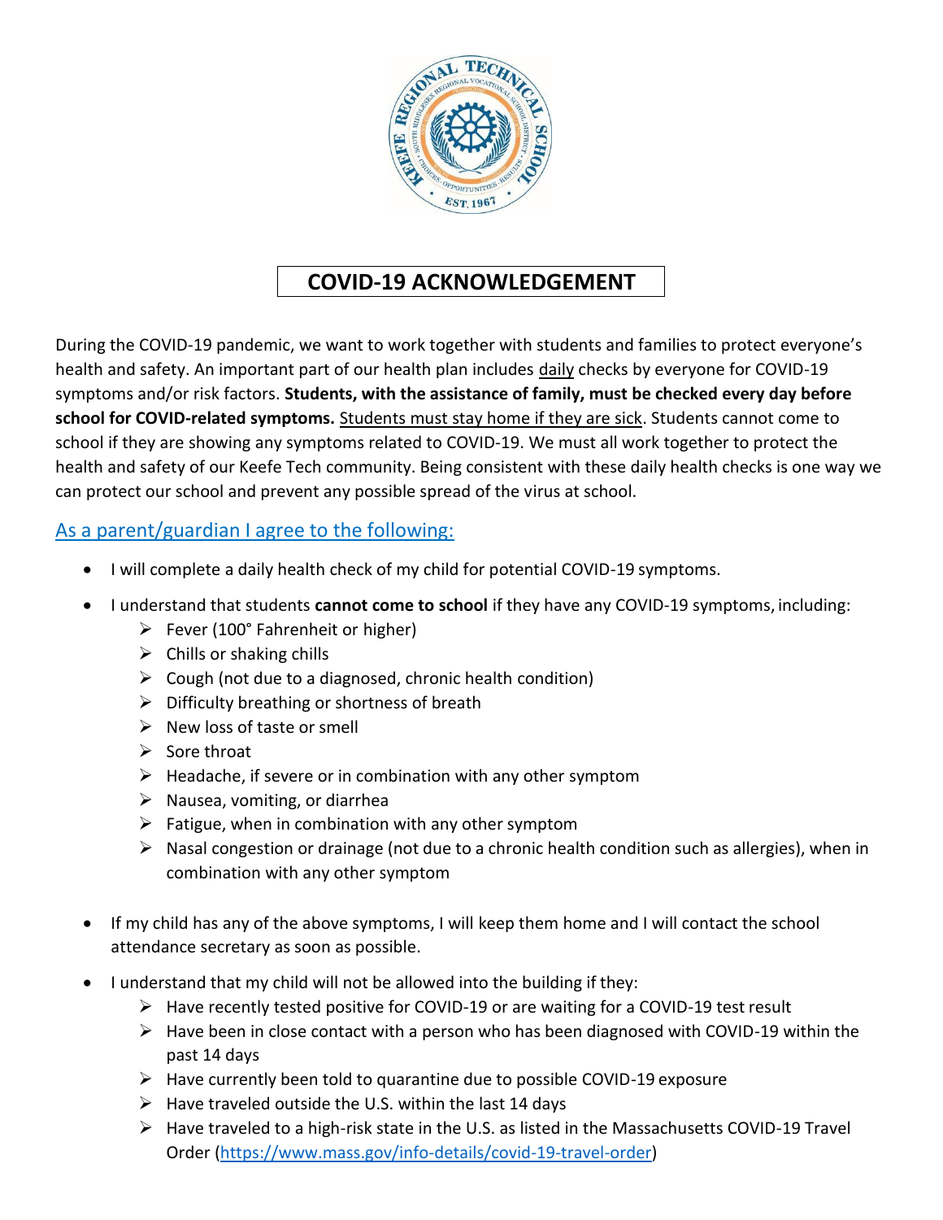# COVID-19 ACKNOWLEDGEMENT

During the COVID-19 pandemic, we want to work together with students and families to protect everyone's health and safety. An important part of our health plan includes daily checks by everyone for COVID-19 symptoms and/or risk factors. **Students, with the assistance of family, must be checked every day before school for COVID-related symptoms.** Students must stay home if they are sick. Students cannot come to school if they are showing any symptoms related to COVID-19. We must all work together to protect the health and safety of our Keefe Tech community. Being consistent with these daily health checks is one way we can protect our school and prevent any possible spread of the virus at school.

## As a parent/guardian I agree to the following:

- I will complete a daily health check of my child for potential COVID-19 symptoms.
- I understand that students **cannot come to school** if they have any COVID-19 symptoms, including:
  - Fever (100° Fahrenheit or higher)
  - Chills or shaking chills
  - Cough (not due to a diagnosed, chronic health condition)
  - Difficulty breathing or shortness of breath
  - New loss of taste or smell
  - Sore throat
  - Headache, if severe or in combination with any other symptom
  - Nausea, vomiting, or diarrhea
  - Fatigue, when in combination with any other symptom
  - Nasal congestion or drainage (not due to a chronic health condition such as allergies), when in combination with any other symptom
- If my child has any of the above symptoms, I will keep them home and I will contact the school attendance secretary as soon as possible.
- I understand that my child will not be allowed into the building if they:
  - Have recently tested positive for COVID-19 or are waiting for a COVID-19 test result
  - Have been in close contact with a person who has been diagnosed with COVID-19 within the past 14 days
  - Have currently been told to quarantine due to possible COVID-19 exposure
  - Have traveled outside the U.S. within the last 14 days
  - Have traveled to a high-risk state in the U.S. as listed in the Massachusetts COVID-19 Travel Order (https://www.mass.gov/info-details/covid-19-travel-order)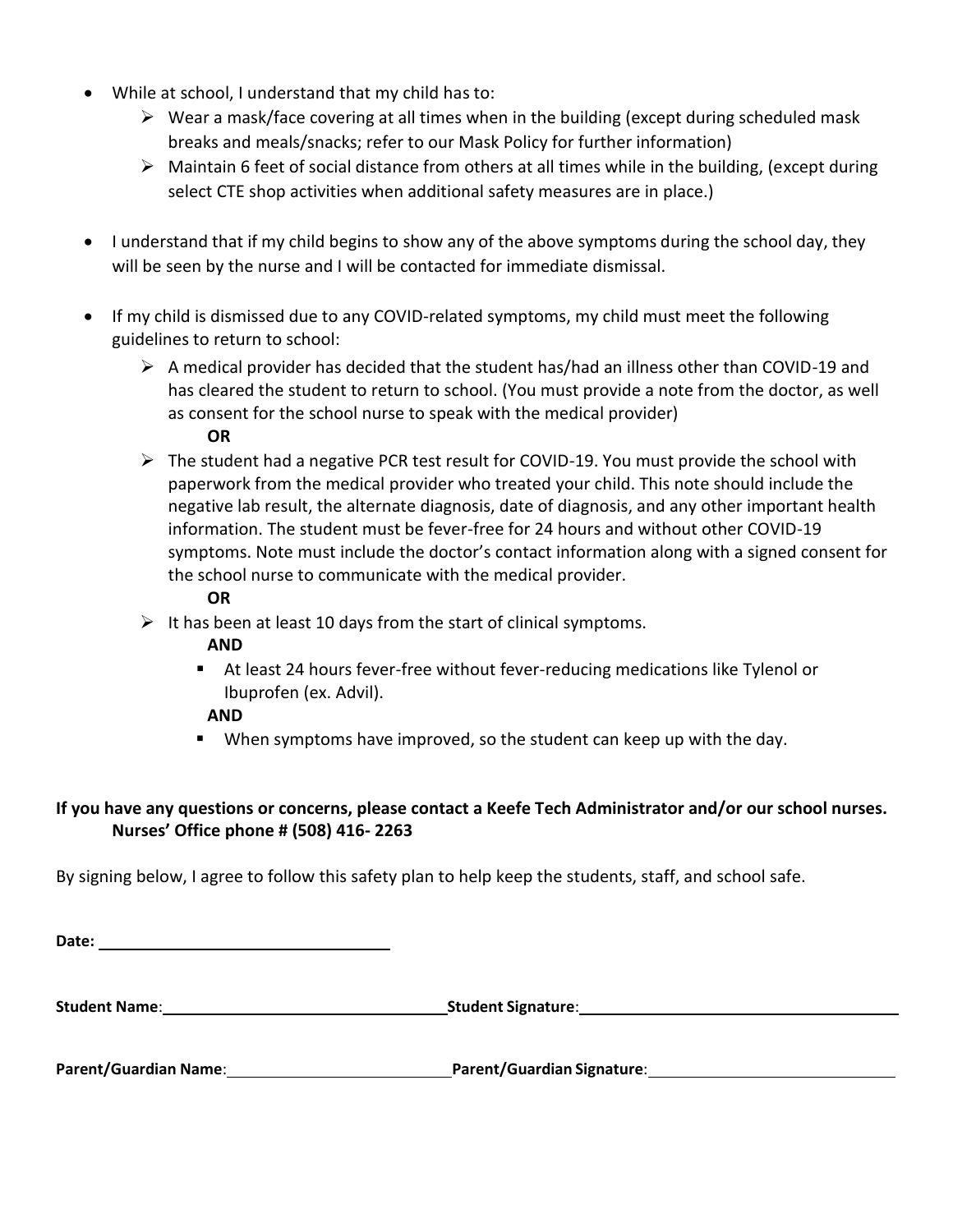- While at school, I understand that my child has to:
  - Wear a mask/face covering at all times when in the building (except during scheduled mask breaks and meals/snacks; refer to our Mask Policy for further information)
  - Maintain 6 feet of social distance from others at all times while in the building, (except during select CTE shop activities when additional safety measures are in place.)

- I understand that if my child begins to show any of the above symptoms during the school day, they will be seen by the nurse and I will be contacted for immediate dismissal.

- If my child is dismissed due to any COVID-related symptoms, my child must meet the following guidelines to return to school:
  - A medical provider has decided that the student has/had an illness other than COVID-19 and has cleared the student to return to school. (You must provide a note from the doctor, as well as consent for the school nurse to speak with the medical provider)

    **OR**
  - The student had a negative PCR test result for COVID-19. You must provide the school with paperwork from the medical provider who treated your child. This note should include the negative lab result, the alternate diagnosis, date of diagnosis, and any other important health information. The student must be fever-free for 24 hours and without other COVID-19 symptoms. Note must include the doctor's contact information along with a signed consent for the school nurse to communicate with the medical provider.

    **OR**
  - It has been at least 10 days from the start of clinical symptoms.

    **AND**
    - At least 24 hours fever-free without fever-reducing medications like Tylenol or Ibuprofen (ex. Advil).

    **AND**
    - When symptoms have improved, so the student can keep up with the day.

**If you have any questions or concerns, please contact a Keefe Tech Administrator and/or our school nurses. Nurses' Office phone # (508) 416- 2263**

By signing below, I agree to follow this safety plan to help keep the students, staff, and school safe.

**Date:** ______________________________

**Student Name**: ______________________________ **Student Signature**: ______________________________

**Parent/Guardian Name**: ______________________________ **Parent/Guardian Signature**: ______________________________